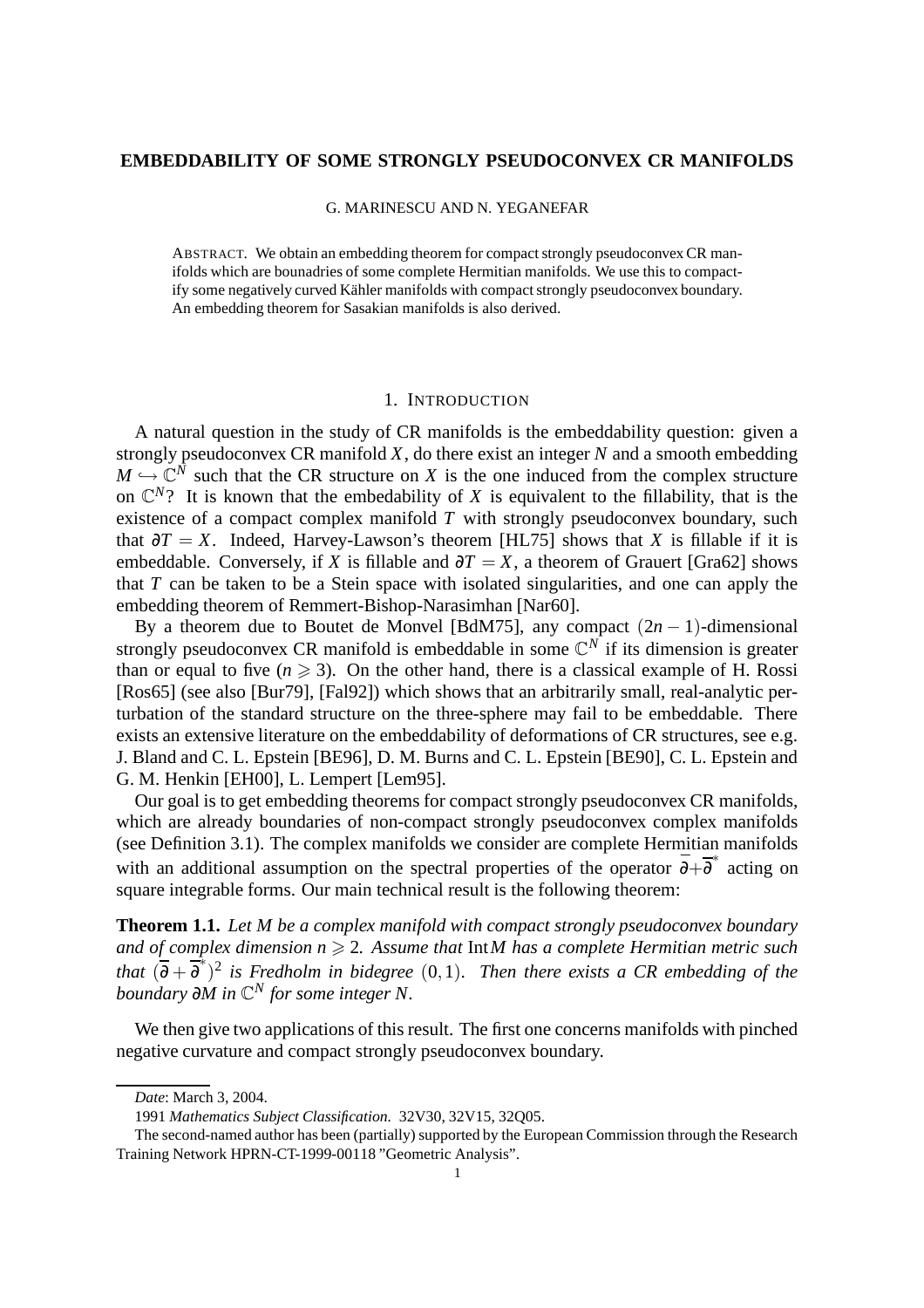# EMBEDDABILITY OF SOME STRONGLY PSEUDOCONVEX CR MANIFOLDS

G. MARINESCU AND N. YEGANEFAR

ABSTRACT. We obtain an embedding theorem for compact strongly pseudoconvex CR manifolds which are bounadries of some complete Hermitian manifolds. We use this to compactify some negatively curved Kähler manifolds with compact strongly pseudoconvex boundary. An embedding theorem for Sasakian manifolds is also derived.

## 1. INTRODUCTION

A natural question in the study of CR manifolds is the embeddability question: given a strongly pseudoconvex CR manifold $X$, do there exist an integer $N$ and a smooth embedding $M \hookrightarrow \mathbb{C}^N$ such that the CR structure on $X$ is the one induced from the complex structure on $\mathbb{C}^N$? It is known that the embedability of $X$ is equivalent to the fillability, that is the existence of a compact complex manifold $T$ with strongly pseudoconvex boundary, such that $\partial T = X$. Indeed, Harvey-Lawson's theorem [HL75] shows that $X$ is fillable if it is embeddable. Conversely, if $X$ is fillable and $\partial T = X$, a theorem of Grauert [Gra62] shows that $T$ can be taken to be a Stein space with isolated singularities, and one can apply the embedding theorem of Remmert-Bishop-Narasimhan [Nar60].

By a theorem due to Boutet de Monvel [BdM75], any compact $(2n-1)$-dimensional strongly pseudoconvex CR manifold is embeddable in some $\mathbb{C}^N$ if its dimension is greater than or equal to five ($n \geqslant 3$). On the other hand, there is a classical example of H. Rossi [Ros65] (see also [Bur79], [Fal92]) which shows that an arbitrarily small, real-analytic perturbation of the standard structure on the three-sphere may fail to be embeddable. There exists an extensive literature on the embeddability of deformations of CR structures, see e.g. J. Bland and C. L. Epstein [BE96], D. M. Burns and C. L. Epstein [BE90], C. L. Epstein and G. M. Henkin [EH00], L. Lempert [Lem95].

Our goal is to get embedding theorems for compact strongly pseudoconvex CR manifolds, which are already boundaries of non-compact strongly pseudoconvex complex manifolds (see Definition 3.1). The complex manifolds we consider are complete Hermitian manifolds with an additional assumption on the spectral properties of the operator $\overline{\partial}+\overline{\partial}^*$ acting on square integrable forms. Our main technical result is the following theorem:

**Theorem 1.1.** *Let $M$ be a complex manifold with compact strongly pseudoconvex boundary and of complex dimension $n \geqslant 2$. Assume that* $\mathrm{Int}M$ *has a complete Hermitian metric such that $(\overline{\partial}+\overline{\partial}^*)^2$ is Fredholm in bidegree $(0,1)$. Then there exists a CR embedding of the boundary $\partial M$ in $\mathbb{C}^N$ for some integer $N$.*

We then give two applications of this result. The first one concerns manifolds with pinched negative curvature and compact strongly pseudoconvex boundary.

---

*Date*: March 3, 2004.

1991 *Mathematics Subject Classification.* 32V30, 32V15, 32Q05.

The second-named author has been (partially) supported by the European Commission through the Research Training Network HPRN-CT-1999-00118 "Geometric Analysis".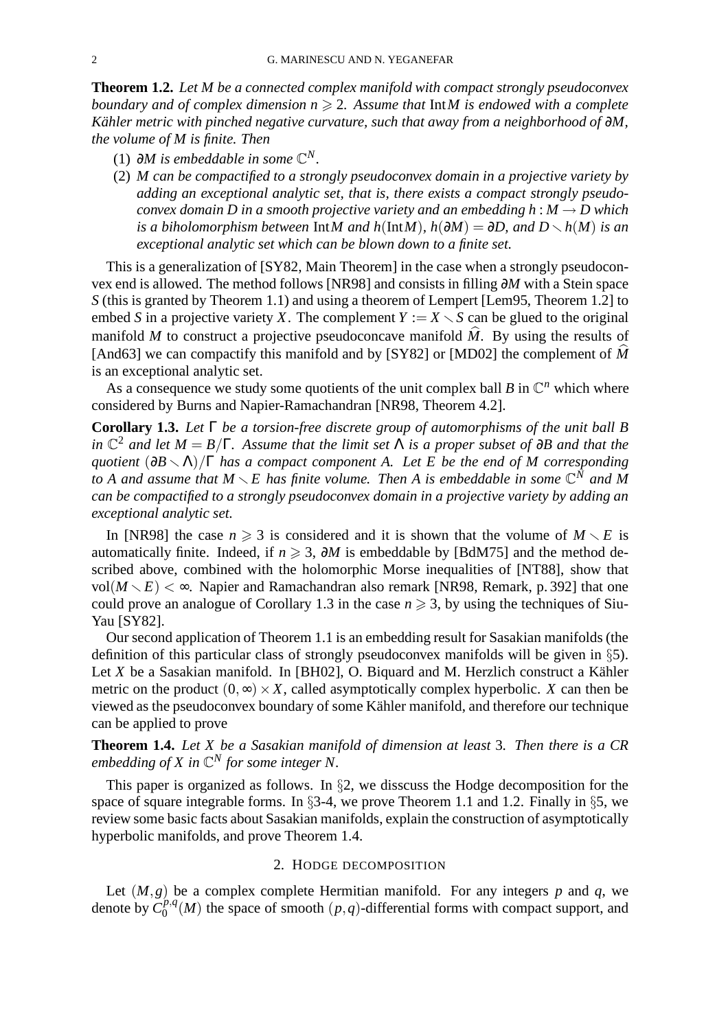**Theorem 1.2.** *Let $M$ be a connected complex manifold with compact strongly pseudoconvex boundary and of complex dimension $n \geqslant 2$. Assume that $\operatorname{Int} M$ is endowed with a complete Kähler metric with pinched negative curvature, such that away from a neighborhood of $\partial M$, the volume of $M$ is finite. Then*

1. *$\partial M$ is embeddable in some $\mathbb{C}^N$.*
2. *$M$ can be compactified to a strongly pseudoconvex domain in a projective variety by adding an exceptional analytic set, that is, there exists a compact strongly pseudoconvex domain $D$ in a smooth projective variety and an embedding $h : M \to D$ which is a biholomorphism between $\operatorname{Int} M$ and $h(\operatorname{Int} M)$, $h(\partial M) = \partial D$, and $D \smallsetminus h(M)$ is an exceptional analytic set which can be blown down to a finite set.*

This is a generalization of [SY82, Main Theorem] in the case when a strongly pseudoconvex end is allowed. The method follows [NR98] and consists in filling $\partial M$ with a Stein space $S$ (this is granted by Theorem 1.1) and using a theorem of Lempert [Lem95, Theorem 1.2] to embed $S$ in a projective variety $X$. The complement $Y := X \smallsetminus S$ can be glued to the original manifold $M$ to construct a projective pseudoconcave manifold $\widehat{M}$. By using the results of [And63] we can compactify this manifold and by [SY82] or [MD02] the complement of $\widehat{M}$ is an exceptional analytic set.

As a consequence we study some quotients of the unit complex ball $B$ in $\mathbb{C}^n$ which where considered by Burns and Napier-Ramachandran [NR98, Theorem 4.2].

**Corollary 1.3.** *Let $\Gamma$ be a torsion-free discrete group of automorphisms of the unit ball $B$ in $\mathbb{C}^2$ and let $M = B/\Gamma$. Assume that the limit set $\Lambda$ is a proper subset of $\partial B$ and that the quotient $(\partial B \smallsetminus \Lambda)/\Gamma$ has a compact component $A$. Let $E$ be the end of $M$ corresponding to $A$ and assume that $M \smallsetminus E$ has finite volume. Then $A$ is embeddable in some $\mathbb{C}^N$ and $M$ can be compactified to a strongly pseudoconvex domain in a projective variety by adding an exceptional analytic set.*

In [NR98] the case $n \geqslant 3$ is considered and it is shown that the volume of $M \smallsetminus E$ is automatically finite. Indeed, if $n \geqslant 3$, $\partial M$ is embeddable by [BdM75] and the method described above, combined with the holomorphic Morse inequalities of [NT88], show that $\operatorname{vol}(M \smallsetminus E) < \infty$. Napier and Ramachandran also remark [NR98, Remark, p. 392] that one could prove an analogue of Corollary 1.3 in the case $n \geqslant 3$, by using the techniques of Siu-Yau [SY82].

Our second application of Theorem 1.1 is an embedding result for Sasakian manifolds (the definition of this particular class of strongly pseudoconvex manifolds will be given in §5). Let $X$ be a Sasakian manifold. In [BH02], O. Biquard and M. Herzlich construct a Kähler metric on the product $(0,\infty) \times X$, called asymptotically complex hyperbolic. $X$ can then be viewed as the pseudoconvex boundary of some Kähler manifold, and therefore our technique can be applied to prove

**Theorem 1.4.** *Let $X$ be a Sasakian manifold of dimension at least 3. Then there is a CR embedding of $X$ in $\mathbb{C}^N$ for some integer $N$.*

This paper is organized as follows. In §2, we disscuss the Hodge decomposition for the space of square integrable forms. In §3-4, we prove Theorem 1.1 and 1.2. Finally in §5, we review some basic facts about Sasakian manifolds, explain the construction of asymptotically hyperbolic manifolds, and prove Theorem 1.4.

## 2. Hodge decomposition

Let $(M,g)$ be a complex complete Hermitian manifold. For any integers $p$ and $q$, we denote by $C_0^{p,q}(M)$ the space of smooth $(p,q)$-differential forms with compact support, and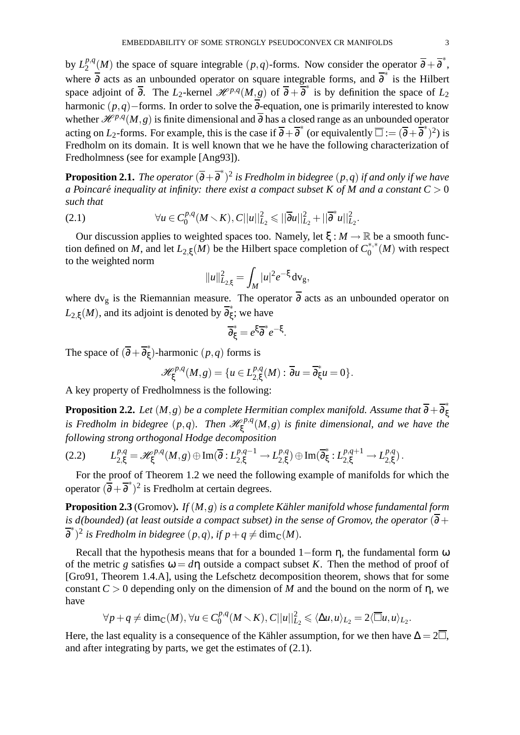by $L_2^{p,q}(M)$ the space of square integrable $(p,q)$-forms. Now consider the operator $\overline{\partial}+\overline{\partial}^*$, where $\overline{\partial}$ acts as an unbounded operator on square integrable forms, and $\overline{\partial}^*$ is the Hilbert space adjoint of $\overline{\partial}$. The $L_2$-kernel $\mathscr{H}^{p,q}(M,g)$ of $\overline{\partial}+\overline{\partial}^*$ is by definition the space of $L_2$ harmonic $(p,q)-$forms. In order to solve the $\overline{\partial}$-equation, one is primarily interested to know whether $\mathscr{H}^{p,q}(M,g)$ is finite dimensional and $\overline{\partial}$ has a closed range as an unbounded operator acting on $L_2$-forms. For example, this is the case if $\overline{\partial}+\overline{\partial}^*$ (or equivalently $\overline{\Box}:=(\overline{\partial}+\overline{\partial}^*)^2$) is Fredholm on its domain. It is well known that we he have the following characterization of Fredholmness (see for example [Ang93]).

**Proposition 2.1.** *The operator $(\overline{\partial}+\overline{\partial}^*)^2$ is Fredholm in bidegree $(p,q)$ if and only if we have a Poincaré inequality at infinity: there exist a compact subset $K$ of $M$ and a constant $C>0$ such that*

$$\forall u\in C_0^{p,q}(M\smallsetminus K), C||u||_{L_2}^2\leqslant ||\overline{\partial}u||_{L_2}^2+||\overline{\partial}^*u||_{L_2}^2. \tag{2.1}$$

Our discussion applies to weighted spaces too. Namely, let $\xi: M\to\mathbb{R}$ be a smooth function defined on $M$, and let $L_{2,\xi}(M)$ be the Hilbert space completion of $C_0^{*,*}(M)$ with respect to the weighted norm

$$\|u\|_{L_{2,\xi}}^2=\int_M |u|^2e^{-\xi}\mathrm{dv}_g,$$

where $\mathrm{dv}_g$ is the Riemannian measure. The operator $\overline{\partial}$ acts as an unbounded operator on $L_{2,\xi}(M)$, and its adjoint is denoted by $\overline{\partial}_\xi^*$; we have

$$\overline{\partial}_\xi^*=e^{\xi}\overline{\partial}^*e^{-\xi}.$$

The space of $(\overline{\partial}+\overline{\partial}_\xi^*)$-harmonic $(p,q)$ forms is

$$\mathscr{H}_\xi^{p,q}(M,g)=\{u\in L_{2,\xi}^{p,q}(M): \overline{\partial}u=\overline{\partial}_\xi^*u=0\}.$$

A key property of Fredholmness is the following:

**Proposition 2.2.** *Let $(M,g)$ be a complete Hermitian complex manifold. Assume that $\overline{\partial}+\overline{\partial}_\xi^*$ is Fredholm in bidegree $(p,q)$. Then $\mathscr{H}_\xi^{p,q}(M,g)$ is finite dimensional, and we have the following strong orthogonal Hodge decomposition*

$$L_{2,\xi}^{p,q}=\mathscr{H}_\xi^{p,q}(M,g)\oplus\mathrm{Im}(\overline{\partial}:L_{2,\xi}^{p,q-1}\to L_{2,\xi}^{p,q})\oplus\mathrm{Im}(\overline{\partial}_\xi^*:L_{2,\xi}^{p,q+1}\to L_{2,\xi}^{p,q}). \tag{2.2}$$

For the proof of Theorem 1.2 we need the following example of manifolds for which the operator $(\overline{\partial}+\overline{\partial}^*)^2$ is Fredholm at certain degrees.

**Proposition 2.3** (Gromov)**.** *If $(M,g)$ is a complete Kähler manifold whose fundamental form is d(bounded) (at least outside a compact subset) in the sense of Gromov, the operator $(\overline{\partial}+\overline{\partial}^*)^2$ is Fredholm in bidegree $(p,q)$, if $p+q\neq\dim_{\mathbb{C}}(M)$.*

Recall that the hypothesis means that for a bounded $1-$form $\eta$, the fundamental form $\omega$ of the metric $g$ satisfies $\omega=d\eta$ outside a compact subset $K$. Then the method of proof of [Gro91, Theorem 1.4.A], using the Lefschetz decomposition theorem, shows that for some constant $C>0$ depending only on the dimension of $M$ and the bound on the norm of $\eta$, we have

$$\forall p+q\neq\dim_{\mathbb{C}}(M), \forall u\in C_0^{p,q}(M\smallsetminus K), C||u||_{L_2}^2\leqslant\langle\Delta u,u\rangle_{L_2}=2\langle\overline{\Box}u,u\rangle_{L_2}.$$

Here, the last equality is a consequence of the Kähler assumption, for we then have $\Delta=2\overline{\Box}$, and after integrating by parts, we get the estimates of (2.1).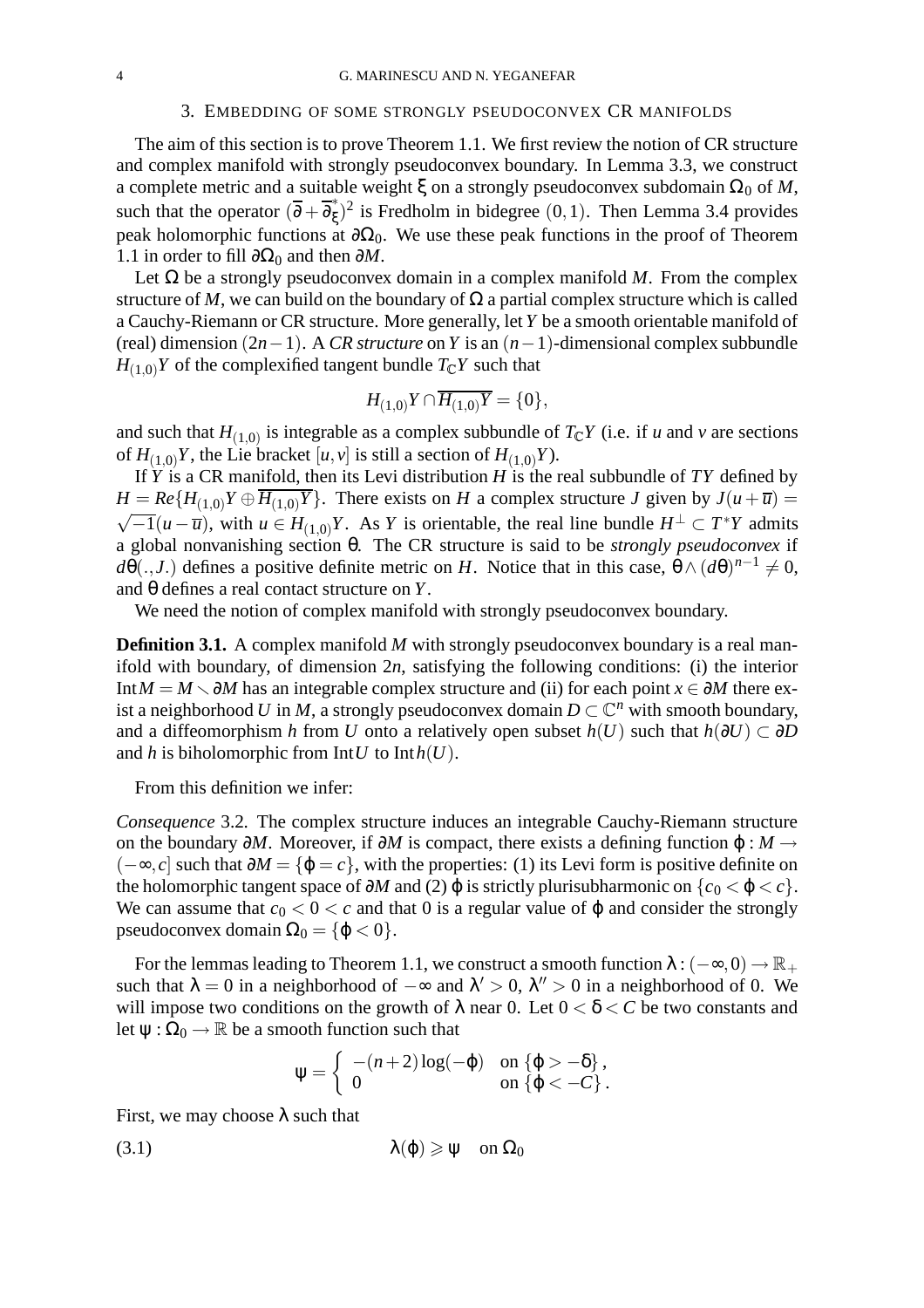## 3. Embedding of some strongly pseudoconvex CR manifolds

The aim of this section is to prove Theorem 1.1. We first review the notion of CR structure and complex manifold with strongly pseudoconvex boundary. In Lemma 3.3, we construct a complete metric and a suitable weight $\xi$ on a strongly pseudoconvex subdomain $\Omega_0$ of $M$, such that the operator $(\overline{\partial}+\overline{\partial}_\xi^*)^2$ is Fredholm in bidegree $(0,1)$. Then Lemma 3.4 provides peak holomorphic functions at $\partial\Omega_0$. We use these peak functions in the proof of Theorem 1.1 in order to fill $\partial\Omega_0$ and then $\partial M$.

Let $\Omega$ be a strongly pseudoconvex domain in a complex manifold $M$. From the complex structure of $M$, we can build on the boundary of $\Omega$ a partial complex structure which is called a Cauchy-Riemann or CR structure. More generally, let $Y$ be a smooth orientable manifold of (real) dimension $(2n-1)$. A *CR structure* on $Y$ is an $(n-1)$-dimensional complex subbundle $H_{(1,0)}Y$ of the complexified tangent bundle $T_{\mathbb{C}}Y$ such that

$$H_{(1,0)}Y\cap\overline{H_{(1,0)}Y}=\{0\},$$

and such that $H_{(1,0)}$ is integrable as a complex subbundle of $T_{\mathbb{C}}Y$ (i.e. if $u$ and $v$ are sections of $H_{(1,0)}Y$, the Lie bracket $[u,v]$ is still a section of $H_{(1,0)}Y$).

If $Y$ is a CR manifold, then its Levi distribution $H$ is the real subbundle of $TY$ defined by $H=Re\{H_{(1,0)}Y\oplus\overline{H_{(1,0)}Y}\}$. There exists on $H$ a complex structure $J$ given by $J(u+\overline{u})=\sqrt{-1}(u-\overline{u})$, with $u\in H_{(1,0)}Y$. As $Y$ is orientable, the real line bundle $H^\perp\subset T^*Y$ admits a global nonvanishing section $\theta$. The CR structure is said to be *strongly pseudoconvex* if $d\theta(.,J.)$ defines a positive definite metric on $H$. Notice that in this case, $\theta\wedge(d\theta)^{n-1}\neq 0$, and $\theta$ defines a real contact structure on $Y$.

We need the notion of complex manifold with strongly pseudoconvex boundary.

**Definition 3.1.** A complex manifold $M$ with strongly pseudoconvex boundary is a real manifold with boundary, of dimension $2n$, satisfying the following conditions: (i) the interior $\mathrm{Int}M=M\smallsetminus\partial M$ has an integrable complex structure and (ii) for each point $x\in\partial M$ there exist a neighborhood $U$ in $M$, a strongly pseudoconvex domain $D\subset\mathbb{C}^n$ with smooth boundary, and a diffeomorphism $h$ from $U$ onto a relatively open subset $h(U)$ such that $h(\partial U)\subset\partial D$ and $h$ is biholomorphic from $\mathrm{Int}U$ to $\mathrm{Int}\,h(U)$.

From this definition we infer:

*Consequence* 3.2. The complex structure induces an integrable Cauchy-Riemann structure on the boundary $\partial M$. Moreover, if $\partial M$ is compact, there exists a defining function $\varphi: M\to(-\infty,c]$ such that $\partial M=\{\varphi=c\}$, with the properties: (1) its Levi form is positive definite on the holomorphic tangent space of $\partial M$ and (2) $\varphi$ is strictly plurisubharmonic on $\{c_0<\varphi<c\}$. We can assume that $c_0<0<c$ and that 0 is a regular value of $\varphi$ and consider the strongly pseudoconvex domain $\Omega_0=\{\varphi<0\}$.

For the lemmas leading to Theorem 1.1, we construct a smooth function $\lambda:(-\infty,0)\to\mathbb{R}_+$ such that $\lambda=0$ in a neighborhood of $-\infty$ and $\lambda'>0$, $\lambda''>0$ in a neighborhood of 0. We will impose two conditions on the growth of $\lambda$ near 0. Let $0<\delta<C$ be two constants and let $\psi:\Omega_0\to\mathbb{R}$ be a smooth function such that

$$\psi=\begin{cases} -(n+2)\log(-\varphi) & \text{on } \{\varphi>-\delta\}\,,\\ 0 & \text{on } \{\varphi<-C\}\,.\end{cases}$$

First, we may choose $\lambda$ such that

$$\lambda(\varphi)\geqslant\psi\quad\text{on } \Omega_0 \tag{3.1}$$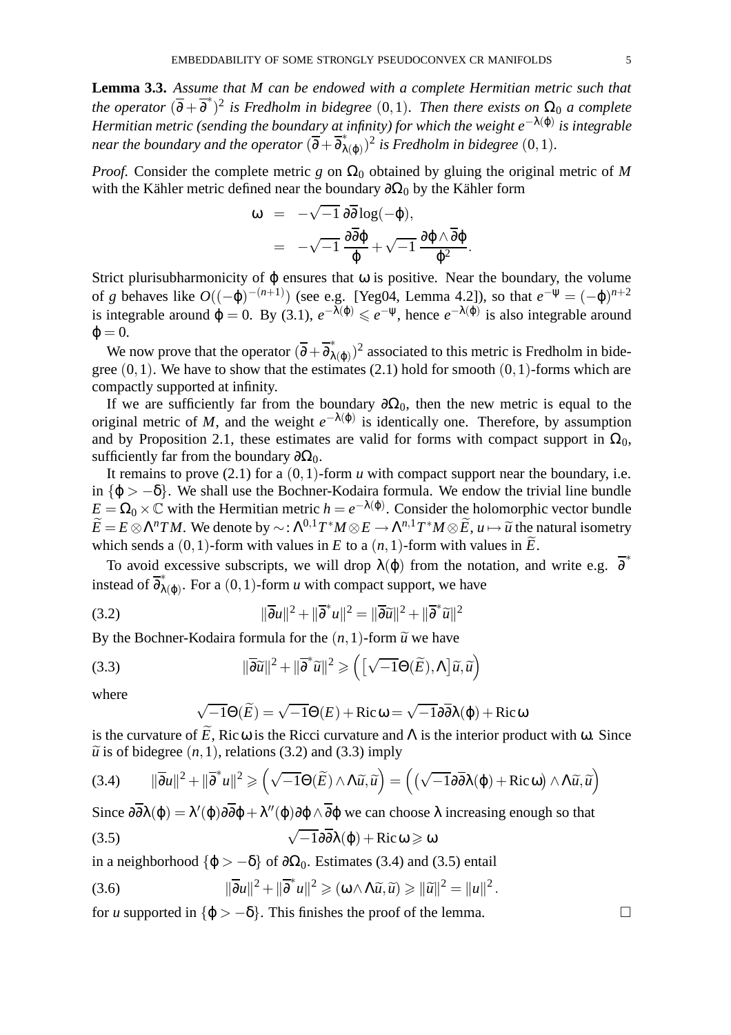**Lemma 3.3.** *Assume that $M$ can be endowed with a complete Hermitian metric such that the operator $(\overline{\partial}+\overline{\partial}^*)^2$ is Fredholm in bidegree $(0,1)$. Then there exists on $\Omega_0$ a complete Hermitian metric (sending the boundary at infinity) for which the weight $e^{-\lambda(\varphi)}$ is integrable near the boundary and the operator $(\overline{\partial}+\overline{\partial}^*_{\lambda(\varphi)})^2$ is Fredholm in bidegree $(0,1)$.*

*Proof.* Consider the complete metric $g$ on $\Omega_0$ obtained by gluing the original metric of $M$ with the Kähler metric defined near the boundary $\partial\Omega_0$ by the Kähler form

$$
\begin{aligned}
\omega &= -\sqrt{-1}\,\partial\overline{\partial}\log(-\varphi),\\
&= -\sqrt{-1}\,\frac{\partial\overline{\partial}\varphi}{\varphi}+\sqrt{-1}\,\frac{\partial\varphi\wedge\overline{\partial}\varphi}{\varphi^2}.
\end{aligned}
$$

Strict plurisubharmonicity of $\varphi$ ensures that $\omega$ is positive. Near the boundary, the volume of $g$ behaves like $O((-\varphi)^{-(n+1)})$ (see e.g. [Yeg04, Lemma 4.2]), so that $e^{-\psi}=(-\varphi)^{n+2}$ is integrable around $\varphi=0$. By (3.1), $e^{-\lambda(\varphi)}\leqslant e^{-\psi}$, hence $e^{-\lambda(\varphi)}$ is also integrable around $\varphi=0$.

We now prove that the operator $(\overline{\partial}+\overline{\partial}^*_{\lambda(\varphi)})^2$ associated to this metric is Fredholm in bidegree $(0,1)$. We have to show that the estimates (2.1) hold for smooth $(0,1)$-forms which are compactly supported at infinity.

If we are sufficiently far from the boundary $\partial\Omega_0$, then the new metric is equal to the original metric of $M$, and the weight $e^{-\lambda(\varphi)}$ is identically one. Therefore, by assumption and by Proposition 2.1, these estimates are valid for forms with compact support in $\Omega_0$, sufficiently far from the boundary $\partial\Omega_0$.

It remains to prove (2.1) for a $(0,1)$-form $u$ with compact support near the boundary, i.e. in $\{\varphi>-\delta\}$. We shall use the Bochner-Kodaira formula. We endow the trivial line bundle $E=\Omega_0\times\mathbb{C}$ with the Hermitian metric $h=e^{-\lambda(\varphi)}$. Consider the holomorphic vector bundle $\widetilde{E}=E\otimes\Lambda^n TM$. We denote by $\sim:\Lambda^{0,1}T^*M\otimes E\to\Lambda^{n,1}T^*M\otimes\widetilde{E}$, $u\mapsto\widetilde{u}$ the natural isometry which sends a $(0,1)$-form with values in $E$ to a $(n,1)$-form with values in $\widetilde{E}$.

To avoid excessive subscripts, we will drop $\lambda(\varphi)$ from the notation, and write e.g. $\overline{\partial}^*$ instead of $\overline{\partial}^*_{\lambda(\varphi)}$. For a $(0,1)$-form $u$ with compact support, we have

$$
\|\overline{\partial}u\|^2+\|\overline{\partial}^*u\|^2=\|\overline{\partial}\widetilde{u}\|^2+\|\overline{\partial}^*\widetilde{u}\|^2 \tag{3.2}
$$

By the Bochner-Kodaira formula for the $(n,1)$-form $\widetilde{u}$ we have

$$
\|\overline{\partial}\widetilde{u}\|^2+\|\overline{\partial}^*\widetilde{u}\|^2\geqslant\Big(\big[\sqrt{-1}\Theta(\widetilde{E}),\Lambda\big]\widetilde{u},\widetilde{u}\Big) \tag{3.3}
$$

where

$$
\sqrt{-1}\Theta(\widetilde{E})=\sqrt{-1}\Theta(E)+\operatorname{Ric}\omega=\sqrt{-1}\partial\overline{\partial}\lambda(\varphi)+\operatorname{Ric}\omega
$$

is the curvature of $\widetilde{E}$, $\operatorname{Ric}\omega$ is the Ricci curvature and $\Lambda$ is the interior product with $\omega$. Since $\widetilde{u}$ is of bidegree $(n,1)$, relations (3.2) and (3.3) imply

$$
\|\overline{\partial}u\|^2+\|\overline{\partial}^*u\|^2\geqslant\Big(\sqrt{-1}\Theta(\widetilde{E})\wedge\Lambda\widetilde{u},\widetilde{u}\Big)=\Big(\big(\sqrt{-1}\partial\overline{\partial}\lambda(\varphi)+\operatorname{Ric}\omega\big)\wedge\Lambda\widetilde{u},\widetilde{u}\Big) \tag{3.4}
$$

Since $\partial\overline{\partial}\lambda(\varphi)=\lambda'(\varphi)\partial\overline{\partial}\varphi+\lambda''(\varphi)\partial\varphi\wedge\overline{\partial}\varphi$ we can choose $\lambda$ increasing enough so that

$$
\sqrt{-1}\partial\overline{\partial}\lambda(\varphi)+\operatorname{Ric}\omega\geqslant\omega \tag{3.5}
$$

in a neighborhood $\{\varphi>-\delta\}$ of $\partial\Omega_0$. Estimates (3.4) and (3.5) entail

$$
\|\overline{\partial}u\|^2+\|\overline{\partial}^*u\|^2\geqslant(\omega\wedge\Lambda\widetilde{u},\widetilde{u})\geqslant\|\widetilde{u}\|^2=\|u\|^2. \tag{3.6}
$$

for $u$ supported in $\{\varphi>-\delta\}$. This finishes the proof of the lemma. □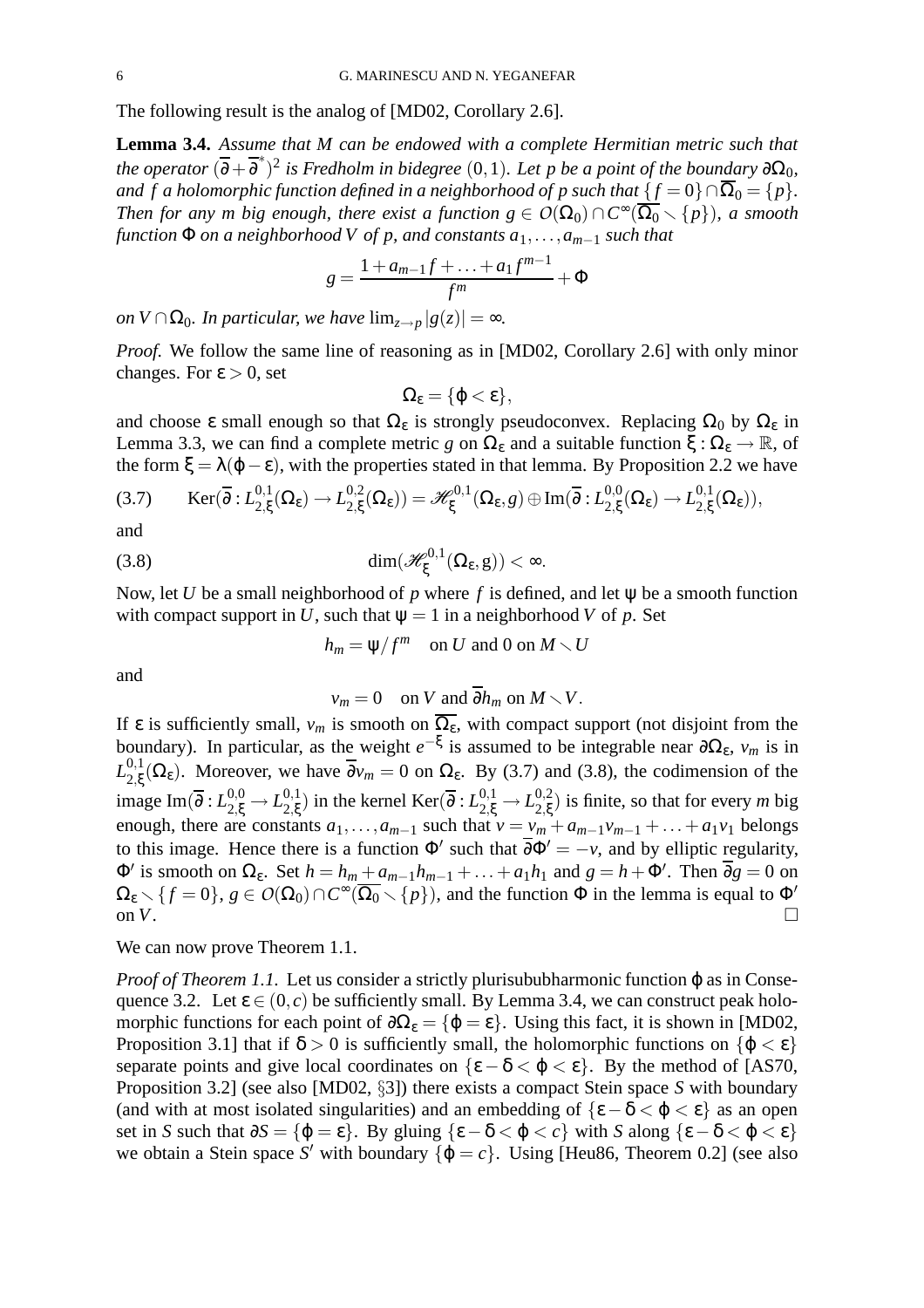The following result is the analog of [MD02, Corollary 2.6].

**Lemma 3.4.** *Assume that $M$ can be endowed with a complete Hermitian metric such that the operator $(\overline{\partial}+\overline{\partial}^*)^2$ is Fredholm in bidegree $(0,1)$. Let $p$ be a point of the boundary $\partial\Omega_0$, and $f$ a holomorphic function defined in a neighborhood of $p$ such that $\{f=0\}\cap\overline{\Omega}_0=\{p\}$. Then for any $m$ big enough, there exist a function $g\in\mathcal{O}(\Omega_0)\cap C^\infty(\overline{\Omega_0}\smallsetminus\{p\})$, a smooth function $\Phi$ on a neighborhood $V$ of $p$, and constants $a_1,\ldots,a_{m-1}$ such that*

$$g=\frac{1+a_{m-1}f+\ldots+a_1f^{m-1}}{f^m}+\Phi$$

*on $V\cap\Omega_0$. In particular, we have $\lim_{z\to p}|g(z)|=\infty$.*

*Proof.* We follow the same line of reasoning as in [MD02, Corollary 2.6] with only minor changes. For $\varepsilon>0$, set

$$\Omega_\varepsilon=\{\varphi<\varepsilon\},$$

and choose $\varepsilon$ small enough so that $\Omega_\varepsilon$ is strongly pseudoconvex. Replacing $\Omega_0$ by $\Omega_\varepsilon$ in Lemma 3.3, we can find a complete metric $g$ on $\Omega_\varepsilon$ and a suitable function $\xi:\Omega_\varepsilon\to\mathbb{R}$, of the form $\xi=\lambda(\varphi-\varepsilon)$, with the properties stated in that lemma. By Proposition 2.2 we have

$$\operatorname{Ker}(\overline{\partial}:L^{0,1}_{2,\xi}(\Omega_\varepsilon)\to L^{0,2}_{2,\xi}(\Omega_\varepsilon))=\mathscr{H}^{0,1}_{\xi}(\Omega_\varepsilon,g)\oplus\operatorname{Im}(\overline{\partial}:L^{0,0}_{2,\xi}(\Omega_\varepsilon)\to L^{0,1}_{2,\xi}(\Omega_\varepsilon)),\tag{3.7}$$

and

$$\dim(\mathscr{H}^{0,1}_{\xi}(\Omega_\varepsilon,\mathrm{g}))<\infty.\tag{3.8}$$

Now, let $U$ be a small neighborhood of $p$ where $f$ is defined, and let $\psi$ be a smooth function with compact support in $U$, such that $\psi=1$ in a neighborhood $V$ of $p$. Set

$$h_m=\psi/f^m\quad\text{on } U \text{ and } 0 \text{ on } M\smallsetminus U$$

and

$$v_m=0\quad\text{on } V \text{ and } \overline{\partial}h_m \text{ on } M\smallsetminus V.$$

If $\varepsilon$ is sufficiently small, $v_m$ is smooth on $\overline{\Omega_\varepsilon}$, with compact support (not disjoint from the boundary). In particular, as the weight $e^{-\xi}$ is assumed to be integrable near $\partial\Omega_\varepsilon$, $v_m$ is in $L^{0,1}_{2,\xi}(\Omega_\varepsilon)$. Moreover, we have $\overline{\partial}v_m=0$ on $\Omega_\varepsilon$. By (3.7) and (3.8), the codimension of the image $\operatorname{Im}(\overline{\partial}:L^{0,0}_{2,\xi}\to L^{0,1}_{2,\xi})$ in the kernel $\operatorname{Ker}(\overline{\partial}:L^{0,1}_{2,\xi}\to L^{0,2}_{2,\xi})$ is finite, so that for every $m$ big enough, there are constants $a_1,\ldots,a_{m-1}$ such that $v=v_m+a_{m-1}v_{m-1}+\ldots+a_1v_1$ belongs to this image. Hence there is a function $\Phi'$ such that $\overline{\partial}\Phi'=-v$, and by elliptic regularity, $\Phi'$ is smooth on $\Omega_\varepsilon$. Set $h=h_m+a_{m-1}h_{m-1}+\ldots+a_1h_1$ and $g=h+\Phi'$. Then $\overline{\partial}g=0$ on $\Omega_\varepsilon\smallsetminus\{f=0\}$, $g\in\mathcal{O}(\Omega_0)\cap C^\infty(\overline{\Omega_0}\smallsetminus\{p\})$, and the function $\Phi$ in the lemma is equal to $\Phi'$ on $V$. $\square$

We can now prove Theorem 1.1.

*Proof of Theorem 1.1.* Let us consider a strictly plurisububharmonic function $\varphi$ as in Consequence 3.2. Let $\varepsilon\in(0,c)$ be sufficiently small. By Lemma 3.4, we can construct peak holomorphic functions for each point of $\partial\Omega_\varepsilon=\{\varphi=\varepsilon\}$. Using this fact, it is shown in [MD02, Proposition 3.1] that if $\delta>0$ is sufficiently small, the holomorphic functions on $\{\varphi<\varepsilon\}$ separate points and give local coordinates on $\{\varepsilon-\delta<\varphi<\varepsilon\}$. By the method of [AS70, Proposition 3.2] (see also [MD02, §3]) there exists a compact Stein space $S$ with boundary (and with at most isolated singularities) and an embedding of $\{\varepsilon-\delta<\varphi<\varepsilon\}$ as an open set in $S$ such that $\partial S=\{\varphi=\varepsilon\}$. By gluing $\{\varepsilon-\delta<\varphi<c\}$ with $S$ along $\{\varepsilon-\delta<\varphi<\varepsilon\}$ we obtain a Stein space $S'$ with boundary $\{\varphi=c\}$. Using [Heu86, Theorem 0.2] (see also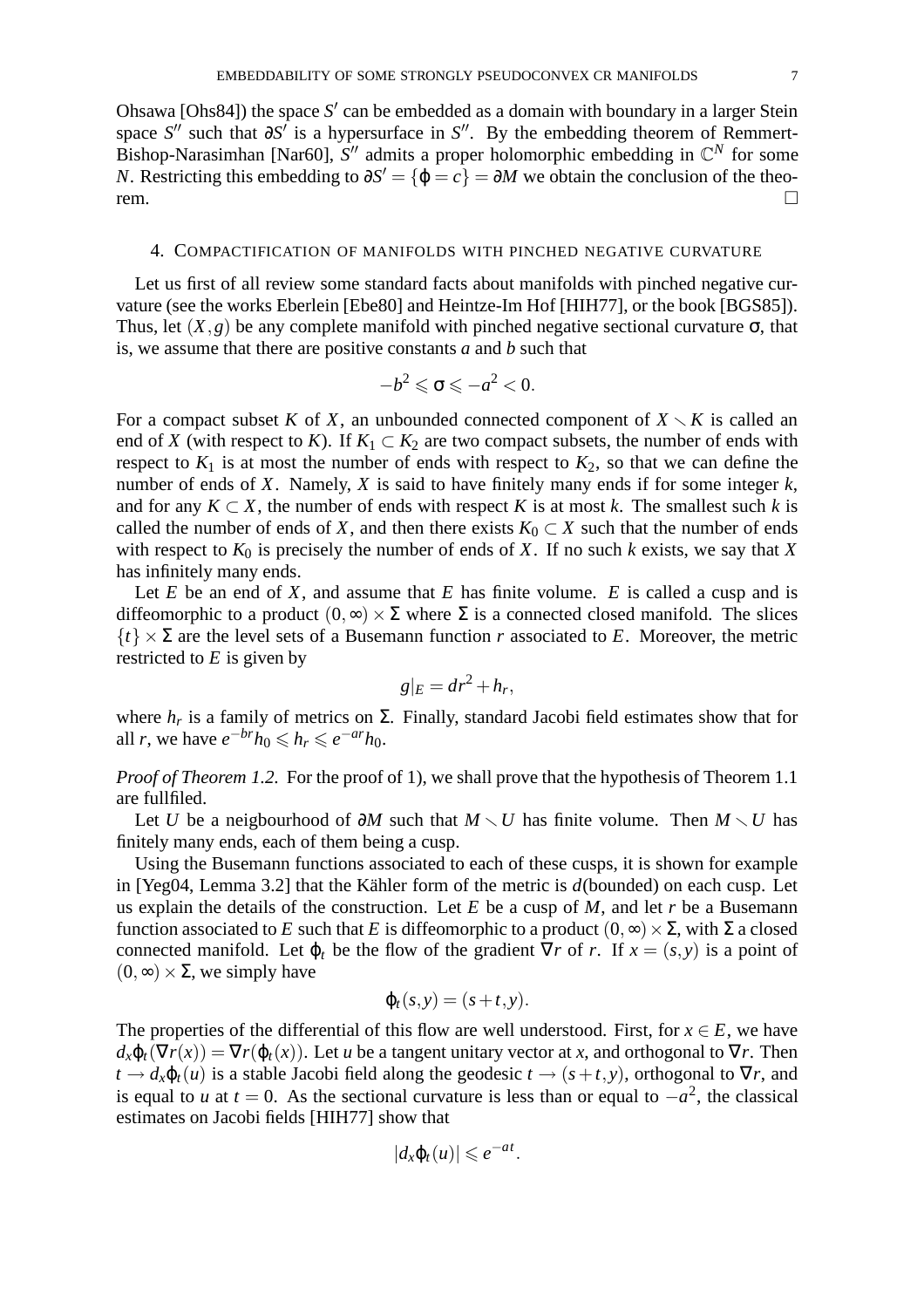Ohsawa [Ohs84]) the space $S'$ can be embedded as a domain with boundary in a larger Stein space $S''$ such that $\partial S'$ is a hypersurface in $S''$. By the embedding theorem of Remmert-Bishop-Narasimhan [Nar60], $S''$ admits a proper holomorphic embedding in $\mathbb{C}^N$ for some $N$. Restricting this embedding to $\partial S' = \{\varphi = c\} = \partial M$ we obtain the conclusion of the theorem. □

## 4. Compactification of manifolds with pinched negative curvature

Let us first of all review some standard facts about manifolds with pinched negative curvature (see the works Eberlein [Ebe80] and Heintze-Im Hof [HIH77], or the book [BGS85]). Thus, let $(X, g)$ be any complete manifold with pinched negative sectional curvature $\sigma$, that is, we assume that there are positive constants $a$ and $b$ such that

$$-b^2 \leqslant \sigma \leqslant -a^2 < 0.$$

For a compact subset $K$ of $X$, an unbounded connected component of $X \setminus K$ is called an end of $X$ (with respect to $K$). If $K_1 \subset K_2$ are two compact subsets, the number of ends with respect to $K_1$ is at most the number of ends with respect to $K_2$, so that we can define the number of ends of $X$. Namely, $X$ is said to have finitely many ends if for some integer $k$, and for any $K \subset X$, the number of ends with respect $K$ is at most $k$. The smallest such $k$ is called the number of ends of $X$, and then there exists $K_0 \subset X$ such that the number of ends with respect to $K_0$ is precisely the number of ends of $X$. If no such $k$ exists, we say that $X$ has infinitely many end.

Let $E$ be an end of $X$, and assume that $E$ has finite volume. $E$ is called a cusp and is diffeomorphic to a product $(0, \infty) \times \Sigma$ where $\Sigma$ is a connected closed manifold. The slices $\{t\} \times \Sigma$ are the level sets of a Busemann function $r$ associated to $E$. Moreover, the metric restricted to $E$ is given by

$$g|_E = dr^2 + h_r,$$

where $h_r$ is a family of metrics on $\Sigma$. Finally, standard Jacobi field estimates show that for all $r$, we have $e^{-br}h_0 \leqslant h_r \leqslant e^{-ar}h_0$.

*Proof of Theorem 1.2.* For the proof of 1), we shall prove that the hypothesis of Theorem 1.1 are fullfiled.

Let $U$ be a neigbourhood of $\partial M$ such that $M \setminus U$ has finite volume. Then $M \setminus U$ has finitely many ends, each of them being a cusp.

Using the Busemann functions associated to each of these cusps, it is shown for example in [Yeg04, Lemma 3.2] that the Kähler form of the metric is $d$(bounded) on each cusp. Let us explain the details of the construction. Let $E$ be a cusp of $M$, and let $r$ be a Busemann function associated to $E$ such that $E$ is diffeomorphic to a product $(0, \infty) \times \Sigma$, with $\Sigma$ a closed connected manifold. Let $\varphi_t$ be the flow of the gradient $\nabla r$ of $r$. If $x = (s, y)$ is a point of $(0, \infty) \times \Sigma$, we simply have

$$\varphi_t(s, y) = (s + t, y).$$

The properties of the differential of this flow are well understood. First, for $x \in E$, we have $d_x\varphi_t(\nabla r(x)) = \nabla r(\varphi_t(x))$. Let $u$ be a tangent unitary vector at $x$, and orthogonal to $\nabla r$. Then $t \to d_x\varphi_t(u)$ is a stable Jacobi field along the geodesic $t \to (s + t, y)$, orthogonal to $\nabla r$, and is equal to $u$ at $t = 0$. As the sectional curvature is less than or equal to $-a^2$, the classical estimates on Jacobi fields [HIH77] show that

$$|d_x\varphi_t(u)| \leqslant e^{-at}.$$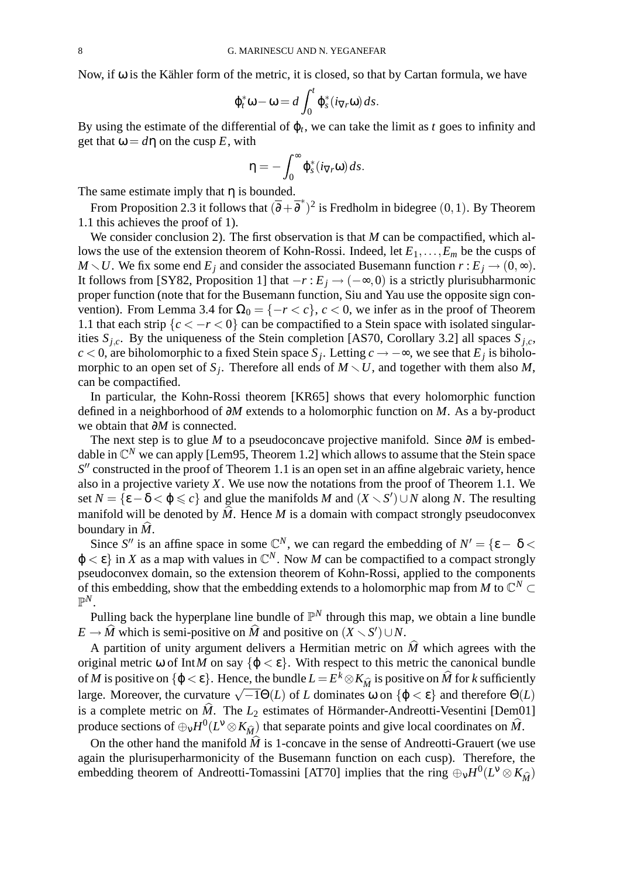Now, if $\omega$ is the Kähler form of the metric, it is closed, so that by Cartan formula, we have

$$\varphi_t^*\omega - \omega = d\int_0^t \varphi_s^*(i_{\nabla r}\omega)\,ds.$$

By using the estimate of the differential of $\varphi_t$, we can take the limit as $t$ goes to infinity and get that $\omega = d\eta$ on the cusp $E$, with

$$\eta = -\int_0^\infty \varphi_s^*(i_{\nabla r}\omega)\,ds.$$

The same estimate imply that $\eta$ is bounded.

From Proposition 2.3 it follows that $(\overline{\partial} + \overline{\partial}^*)^2$ is Fredholm in bidegree $(0,1)$. By Theorem 1.1 this achieves the proof of 1).

We consider conclusion 2). The first observation is that $M$ can be compactified, which allows the use of the extension theorem of Kohn-Rossi. Indeed, let $E_1,\dots,E_m$ be the cusps of $M \smallsetminus U$. We fix some end $E_j$ and consider the associated Busemann function $r : E_j \to (0,\infty)$. It follows from [SY82, Proposition 1] that $-r : E_j \to (-\infty, 0)$ is a strictly plurisubharmonic proper function (note that for the Busemann function, Siu and Yau use the opposite sign convention). From Lemma 3.4 for $\Omega_0 = \{-r < c\}$, $c < 0$, we infer as in the proof of Theorem 1.1 that each strip $\{c < -r < 0\}$ can be compactified to a Stein space with isolated singularities $S_{j,c}$. By the uniqueness of the Stein completion [AS70, Corollary 3.2] all spaces $S_{j,c}$, $c < 0$, are biholomorphic to a fixed Stein space $S_j$. Letting $c \to -\infty$, we see that $E_j$ is biholomorphic to an open set of $S_j$. Therefore all ends of $M \smallsetminus U$, and together with them also $M$, can be compactified.

In particular, the Kohn-Rossi theorem [KR65] shows that every holomorphic function defined in a neighborhood of $\partial M$ extends to a holomorphic function on $M$. As a by-product we obtain that $\partial M$ is connected.

The next step is to glue $M$ to a pseudoconcave projective manifold. Since $\partial M$ is embeddable in $\mathbb{C}^N$ we can apply [Lem95, Theorem 1.2] which allows to assume that the Stein space $S''$ constructed in the proof of Theorem 1.1 is an open set in an affine algebraic variety, hence also in a projective variety $X$. We use now the notations from the proof of Theorem 1.1. We set $N = \{\varepsilon - \delta < \varphi \leqslant c\}$ and glue the manifolds $M$ and $(X \smallsetminus S') \cup N$ along $N$. The resulting manifold will be denoted by $\widehat{M}$. Hence $M$ is a domain with compact strongly pseudoconvex boundary in $\widehat{M}$.

Since $S''$ is an affine space in some $\mathbb{C}^N$, we can regard the embedding of $N' = \{\varepsilon - \delta < \varphi < \varepsilon\}$ in $X$ as a map with values in $\mathbb{C}^N$. Now $M$ can be compactified to a compact strongly pseudoconvex domain, so the extension theorem of Kohn-Rossi, applied to the components of this embedding, show that the embedding extends to a holomorphic map from $M$ to $\mathbb{C}^N \subset \mathbb{P}^N$.

Pulling back the hyperplane line bundle of $\mathbb{P}^N$ through this map, we obtain a line bundle $E \to \widehat{M}$ which is semi-positive on $\widehat{M}$ and positive on $(X \smallsetminus S') \cup N$.

A partition of unity argument delivers a Hermitian metric on $\widehat{M}$ which agrees with the original metric $\omega$ of $\operatorname{Int} M$ on say $\{\varphi < \varepsilon\}$. With respect to this metric the canonical bundle of $M$ is positive on $\{\varphi < \varepsilon\}$. Hence, the bundle $L = E^k \otimes K_{\widehat{M}}$ is positive on $\widehat{M}$ for $k$ sufficiently large. Moreover, the curvature $\sqrt{-1}\Theta(L)$ of $L$ dominates $\omega$ on $\{\varphi < \varepsilon\}$ and therefore $\Theta(L)$ is a complete metric on $\widehat{M}$. The $L_2$ estimates of Hörmander-Andreotti-Vesentini [Dem01] produce sections of $\oplus_\nu H^0(L^\nu \otimes K_{\widehat{M}})$ that separate points and give local coordinates on $\widehat{M}$.

On the other hand the manifold $\widehat{M}$ is 1-concave in the sense of Andreotti-Grauert (we use again the plurisuperharmonicity of the Busemann function on each cusp). Therefore, the embedding theorem of Andreotti-Tomassini [AT70] implies that the ring $\oplus_\nu H^0(L^\nu \otimes K_{\widehat{M}})$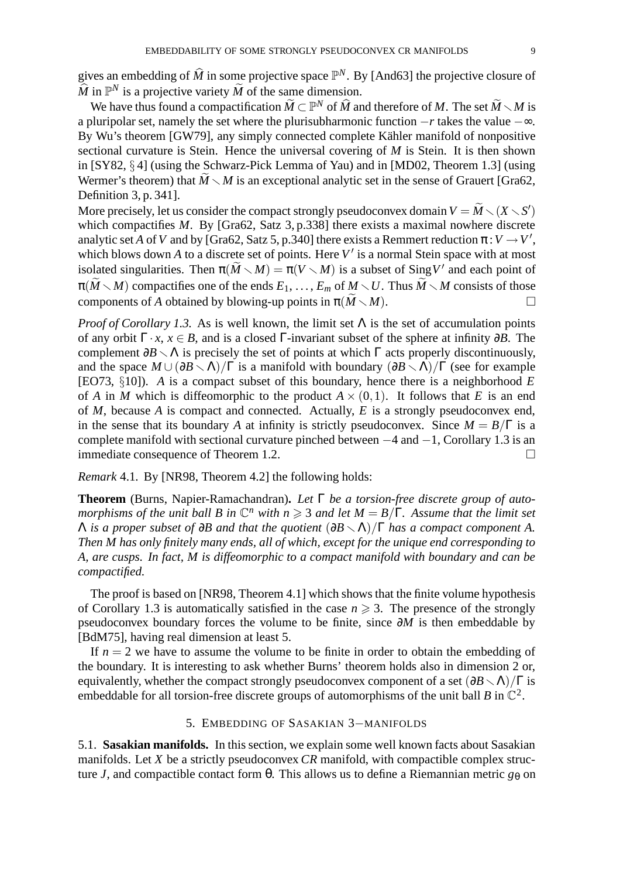gives an embedding of $\widehat{M}$ in some projective space $\mathbb{P}^N$. By [And63] the projective closure of $\widehat{M}$ in $\mathbb{P}^N$ is a projective variety $\widetilde{M}$ of the same dimension.

We have thus found a compactification $\widetilde{M} \subset \mathbb{P}^N$ of $\widehat{M}$ and therefore of $M$. The set $\widetilde{M} \smallsetminus M$ is a pluripolar set, namely the set where the plurisubharmonic function $-r$ takes the value $-\infty$. By Wu's theorem [GW79], any simply connected complete Kähler manifold of nonpositive sectional curvature is Stein. Hence the universal covering of $M$ is Stein. It is then shown in [SY82, § 4] (using the Schwarz-Pick Lemma of Yau) and in [MD02, Theorem 1.3] (using Wermer's theorem) that $\widetilde{M} \smallsetminus M$ is an exceptional analytic set in the sense of Grauert [Gra62, Definition 3, p. 341].

More precisely, let us consider the compact strongly pseudoconvex domain $V = \widetilde{M} \smallsetminus (X \smallsetminus S')$ which compactifies $M$. By [Gra62, Satz 3, p.338] there exists a maximal nowhere discrete analytic set $A$ of $V$ and by [Gra62, Satz 5, p.340] there exists a Remmert reduction $\pi : V \to V'$, which blows down $A$ to a discrete set of points. Here $V'$ is a normal Stein space with at most isolated singularities. Then $\pi(\widetilde{M} \smallsetminus M) = \pi(V \smallsetminus M)$ is a subset of $\operatorname{Sing} V'$ and each point of $\pi(\widetilde{M} \smallsetminus M)$ compactifies one of the ends $E_1, \dots, E_m$ of $M \smallsetminus U$. Thus $\widetilde{M} \smallsetminus M$ consists of those components of $A$ obtained by blowing-up points in $\pi(\widetilde{M} \smallsetminus M)$. □

*Proof of Corollary 1.3.* As is well known, the limit set $\Lambda$ is the set of accumulation points of any orbit $\Gamma \cdot x$, $x \in B$, and is a closed $\Gamma$-invariant subset of the sphere at infinity $\partial B$. The complement $\partial B \smallsetminus \Lambda$ is precisely the set of points at which $\Gamma$ acts properly discontinuously, and the space $M \cup (\partial B \smallsetminus \Lambda)/\Gamma$ is a manifold with boundary $(\partial B \smallsetminus \Lambda)/\Gamma$ (see for example [EO73, §10]). $A$ is a compact subset of this boundary, hence there is a neighborhood $E$ of $A$ in $M$ which is diffeomorphic to the product $A \times (0,1)$. It follows that $E$ is an end of $M$, because $A$ is compact and connected. Actually, $E$ is a strongly pseudoconvex end, in the sense that its boundary $A$ at infinity is strictly pseudoconvex. Since $M = B/\Gamma$ is a complete manifold with sectional curvature pinched between $-4$ and $-1$, Corollary 1.3 is an immediate consequence of Theorem 1.2. □

*Remark* 4.1. By [NR98, Theorem 4.2] the following holds:

**Theorem** (Burns, Napier-Ramachandran)**.** *Let $\Gamma$ be a torsion-free discrete group of automorphisms of the unit ball $B$ in $\mathbb{C}^n$ with $n \geqslant 3$ and let $M = B/\Gamma$. Assume that the limit set $\Lambda$ is a proper subset of $\partial B$ and that the quotient $(\partial B \smallsetminus \Lambda)/\Gamma$ has a compact component $A$. Then $M$ has only finitely many ends, all of which, except for the unique end corresponding to $A$, are cusps. In fact, $M$ is diffeomorphic to a compact manifold with boundary and can be compactified.*

The proof is based on [NR98, Theorem 4.1] which shows that the finite volume hypothesis of Corollary 1.3 is automatically satisfied in the case $n \geqslant 3$. The presence of the strongly pseudoconvex boundary forces the volume to be finite, since $\partial M$ is then embeddable by [BdM75], having real dimension at least 5.

If $n = 2$ we have to assume the volume to be finite in order to obtain the embedding of the boundary. It is interesting to ask whether Burns' theorem holds also in dimension 2 or, equivalently, whether the compact strongly pseudoconvex component of a set $(\partial B \smallsetminus \Lambda)/\Gamma$ is embeddable for all torsion-free discrete groups of automorphisms of the unit ball $B$ in $\mathbb{C}^2$.

## 5. Embedding of Sasakian 3−manifolds

5.1. **Sasakian manifolds.** In this section, we explain some well known facts about Sasakian manifolds. Let $X$ be a strictly pseudoconvex *CR* manifold, with compactible complex structure $J$, and compactible contact form $\theta$. This allows us to define a Riemannian metric $g_\theta$ on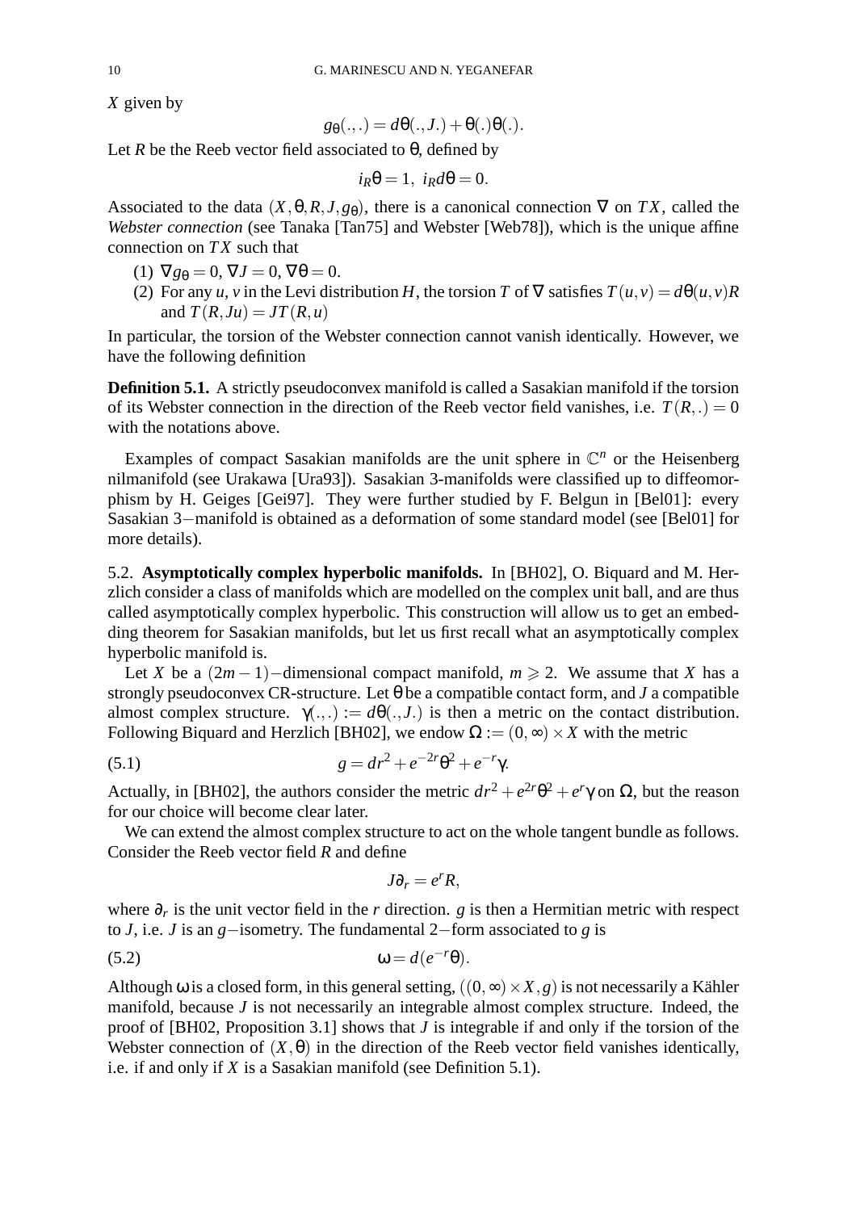$X$ given by

$$g_\theta(.,.) = d\theta(.,J.) + \theta(.)\theta(.).$$

Let $R$ be the Reeb vector field associated to $\theta$, defined by

$$i_R\theta = 1, \ i_R d\theta = 0.$$

Associated to the data $(X, \theta, R, J, g_\theta)$, there is a canonical connection $\nabla$ on $TX$, called the *Webster connection* (see Tanaka [Tan75] and Webster [Web78]), which is the unique affine connection on $TX$ such that

(1) $\nabla g_\theta = 0$, $\nabla J = 0$, $\nabla \theta = 0$.
(2) For any $u$, $v$ in the Levi distribution $H$, the torsion $T$ of $\nabla$ satisfies $T(u,v) = d\theta(u,v)R$ and $T(R, Ju) = JT(R,u)$

In particular, the torsion of the Webster connection cannot vanish identically. However, we have the following definition

**Definition 5.1.** A strictly pseudoconvex manifold is called a Sasakian manifold if the torsion of its Webster connection in the direction of the Reeb vector field vanishes, i.e. $T(R,.) = 0$ with the notations above.

Examples of compact Sasakian manifolds are the unit sphere in $\mathbb{C}^n$ or the Heisenberg nilmanifold (see Urakawa [Ura93]). Sasakian 3-manifolds were classified up to diffeomorphism by H. Geiges [Gei97]. They were further studied by F. Belgun in [Bel01]: every Sasakian $3-$manifold is obtained as a deformation of some standard model (see [Bel01] for more details).

5.2. **Asymptotically complex hyperbolic manifolds.** In [BH02], O. Biquard and M. Herzlich consider a class of manifolds which are modelled on the complex unit ball, and are thus called asymptotically complex hyperbolic. This construction will allow us to get an embedding theorem for Sasakian manifolds, but let us first recall what an asymptotically complex hyperbolic manifold is.

Let $X$ be a $(2m-1)-$dimensional compact manifold, $m \geqslant 2$. We assume that $X$ has a strongly pseudoconvex CR-structure. Let $\theta$ be a compatible contact form, and $J$ a compatible almost complex structure. $\gamma(.,.) := d\theta(.,J.)$ is then a metric on the contact distribution. Following Biquard and Herzlich [BH02], we endow $\Omega := (0,\infty) \times X$ with the metric

$$g = dr^2 + e^{-2r}\theta^2 + e^{-r}\gamma. \tag{5.1}$$

Actually, in [BH02], the authors consider the metric $dr^2 + e^{2r}\theta^2 + e^r\gamma$ on $\Omega$, but the reason for our choice will become clear later.

We can extend the almost complex structure to act on the whole tangent bundle as follows. Consider the Reeb vector field $R$ and define

$$J\partial_r = e^r R,$$

where $\partial_r$ is the unit vector field in the $r$ direction. $g$ is then a Hermitian metric with respect to $J$, i.e. $J$ is an $g-$isometry. The fundamental $2-$form associated to $g$ is

$$\omega = d(e^{-r}\theta). \tag{5.2}$$

Although $\omega$ is a closed form, in this general setting, $((0,\infty) \times X, g)$ is not necessarily a Kähler manifold, because $J$ is not necessarily an integrable almost complex structure. Indeed, the proof of [BH02, Proposition 3.1] shows that $J$ is integrable if and only if the torsion of the Webster connection of $(X,\theta)$ in the direction of the Reeb vector field vanishes identically, i.e. if and only if $X$ is a Sasakian manifold (see Definition 5.1).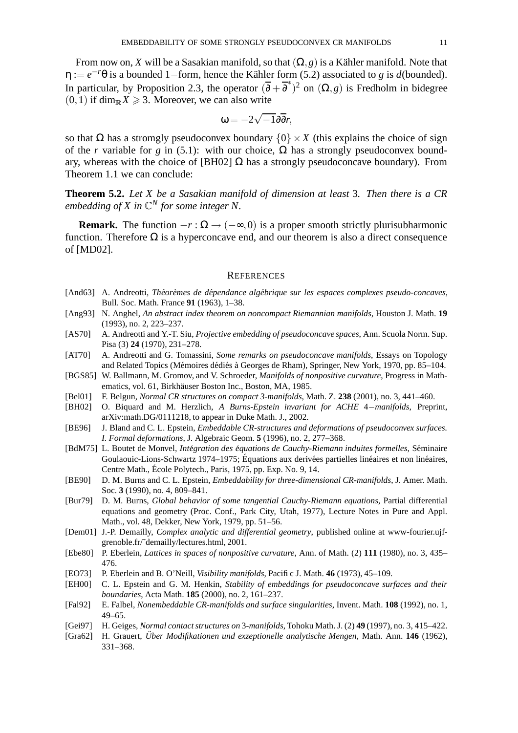From now on, $X$ will be a Sasakian manifold, so that $(\Omega, g)$ is a Kähler manifold. Note that $\eta := e^{-r}\theta$ is a bounded $1-$form, hence the Kähler form (5.2) associated to $g$ is $d$(bounded). In particular, by Proposition 2.3, the operator $(\overline{\partial} + \overline{\partial}^*)^2$ on $(\Omega, g)$ is Fredholm in bidegree $(0,1)$ if $\dim_{\mathbb{R}} X \geqslant 3$. Moreover, we can also write

$$\omega = -2\sqrt{-1}\partial\overline{\partial}r,$$

so that $\Omega$ has a stromgly pseudoconvex boundary $\{0\} \times X$ (this explains the choice of sign of the $r$ variable for $g$ in (5.1): with our choice, $\Omega$ has a strongly pseudoconvex boundary, whereas with the choice of [BH02] $\Omega$ has a strongly pseudoconcave boundary). From Theorem 1.1 we can conclude:

**Theorem 5.2.** *Let $X$ be a Sasakian manifold of dimension at least* 3*. Then there is a CR embedding of $X$ in $\mathbb{C}^N$ for some integer $N$.*

**Remark.** The function $-r : \Omega \to (-\infty, 0)$ is a proper smooth strictly plurisubharmonic function. Therefore $\Omega$ is a hyperconcave end, and our theorem is also a direct consequence of [MD02].

## References

- [And63] A. Andreotti, *Théorèmes de dépendance algébrique sur les espaces complexes pseudo-concaves*, Bull. Soc. Math. France **91** (1963), 1–38.
- [Ang93] N. Anghel, *An abstract index theorem on noncompact Riemannian manifolds*, Houston J. Math. **19** (1993), no. 2, 223–237.
- [AS70] A. Andreotti and Y.-T. Siu, *Projective embedding of pseudoconcave spaces*, Ann. Scuola Norm. Sup. Pisa (3) **24** (1970), 231–278.
- [AT70] A. Andreotti and G. Tomassini, *Some remarks on pseudoconcave manifolds*, Essays on Topology and Related Topics (Mémoires dédiés à Georges de Rham), Springer, New York, 1970, pp. 85–104.
- [BGS85] W. Ballmann, M. Gromov, and V. Schroeder, *Manifolds of nonpositive curvature*, Progress in Mathematics, vol. 61, Birkhäuser Boston Inc., Boston, MA, 1985.
- [Bel01] F. Belgun, *Normal CR structures on compact 3-manifolds*, Math. Z. **238** (2001), no. 3, 441–460.
- [BH02] O. Biquard and M. Herzlich, *A Burns-Epstein invariant for ACHE* $4-$*manifolds*, Preprint, arXiv:math.DG/0111218, to appear in Duke Math. J., 2002.
- [BE96] J. Bland and C. L. Epstein, *Embeddable CR-structures and deformations of pseudoconvex surfaces. I. Formal deformations*, J. Algebraic Geom. **5** (1996), no. 2, 277–368.
- [BdM75] L. Boutet de Monvel, *Intégration des équations de Cauchy-Riemann induites formelles*, Séminaire Goulaouic-Lions-Schwartz 1974–1975; Équations aux derivées partielles linéaires et non linéaires, Centre Math., École Polytech., Paris, 1975, pp. Exp. No. 9, 14.
- [BE90] D. M. Burns and C. L. Epstein, *Embeddability for three-dimensional CR-manifolds*, J. Amer. Math. Soc. **3** (1990), no. 4, 809–841.
- [Bur79] D. M. Burns, *Global behavior of some tangential Cauchy-Riemann equations*, Partial differential equations and geometry (Proc. Conf., Park City, Utah, 1977), Lecture Notes in Pure and Appl. Math., vol. 48, Dekker, New York, 1979, pp. 51–56.
- [Dem01] J.-P. Demailly, *Complex analytic and differential geometry*, published online at www-fourier.ujf-grenoble.fr/~demailly/lectures.html, 2001.
- [Ebe80] P. Eberlein, *Lattices in spaces of nonpositive curvature*, Ann. of Math. (2) **111** (1980), no. 3, 435–476.
- [EO73] P. Eberlein and B. O'Neill, *Visibility manifolds*, Pacific J. Math. **46** (1973), 45–109.
- [EH00] C. L. Epstein and G. M. Henkin, *Stability of embeddings for pseudoconcave surfaces and their boundaries*, Acta Math. **185** (2000), no. 2, 161–237.
- [Fal92] E. Falbel, *Nonembeddable CR-manifolds and surface singularities*, Invent. Math. **108** (1992), no. 1, 49–65.
- [Gei97] H. Geiges, *Normal contact structures on* 3*-manifolds*, Tohoku Math. J. (2) **49** (1997), no. 3, 415–422.
- [Gra62] H. Grauert, *Über Modifikationen und exzeptionelle analytische Mengen*, Math. Ann. **146** (1962), 331–368.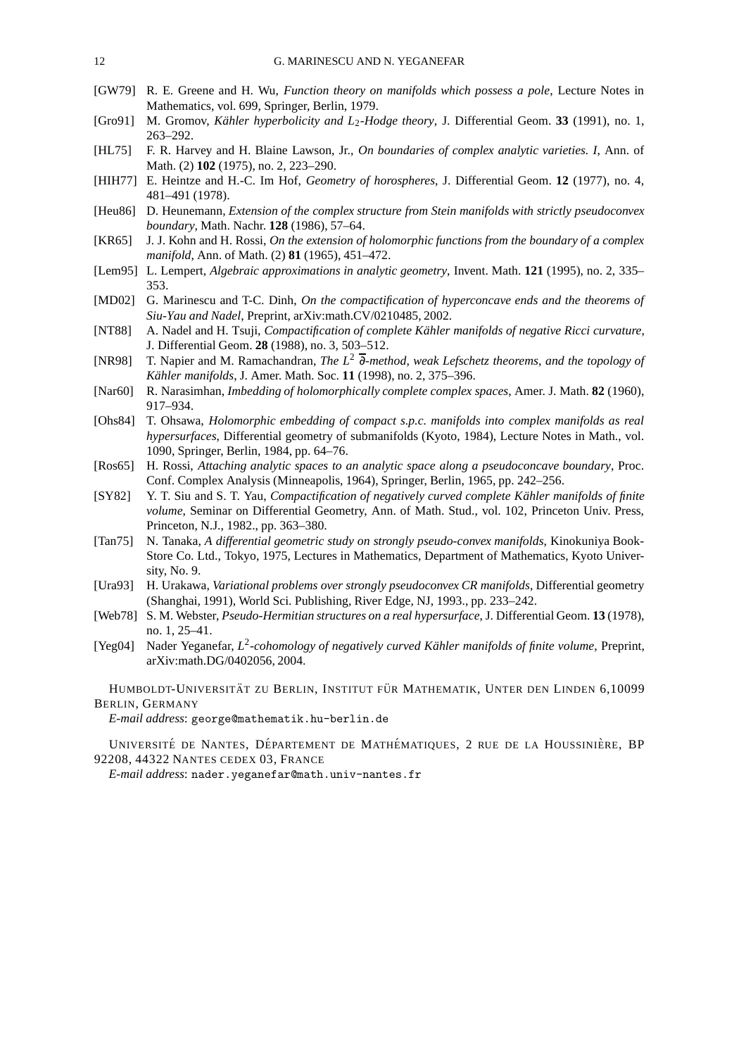[GW79] R. E. Greene and H. Wu, *Function theory on manifolds which possess a pole*, Lecture Notes in Mathematics, vol. 699, Springer, Berlin, 1979.

[Gro91] M. Gromov, *Kähler hyperbolicity and $L_2$-Hodge theory*, J. Differential Geom. **33** (1991), no. 1, 263–292.

[HL75] F. R. Harvey and H. Blaine Lawson, Jr., *On boundaries of complex analytic varieties. I*, Ann. of Math. (2) **102** (1975), no. 2, 223–290.

[HIH77] E. Heintze and H.-C. Im Hof, *Geometry of horospheres*, J. Differential Geom. **12** (1977), no. 4, 481–491 (1978).

[Heu86] D. Heunemann, *Extension of the complex structure from Stein manifolds with strictly pseudoconvex boundary*, Math. Nachr. **128** (1986), 57–64.

[KR65] J. J. Kohn and H. Rossi, *On the extension of holomorphic functions from the boundary of a complex manifold*, Ann. of Math. (2) **81** (1965), 451–472.

[Lem95] L. Lempert, *Algebraic approximations in analytic geometry*, Invent. Math. **121** (1995), no. 2, 335–353.

[MD02] G. Marinescu and T-C. Dinh, *On the compactification of hyperconcave ends and the theorems of Siu-Yau and Nadel*, Preprint, arXiv:math.CV/0210485, 2002.

[NT88] A. Nadel and H. Tsuji, *Compactification of complete Kähler manifolds of negative Ricci curvature*, J. Differential Geom. **28** (1988), no. 3, 503–512.

[NR98] T. Napier and M. Ramachandran, *The $L^2$ $\overline{\partial}$-method, weak Lefschetz theorems, and the topology of Kähler manifolds*, J. Amer. Math. Soc. **11** (1998), no. 2, 375–396.

[Nar60] R. Narasimhan, *Imbedding of holomorphically complete complex spaces*, Amer. J. Math. **82** (1960), 917–934.

[Ohs84] T. Ohsawa, *Holomorphic embedding of compact s.p.c. manifolds into complex manifolds as real hypersurfaces*, Differential geometry of submanifolds (Kyoto, 1984), Lecture Notes in Math., vol. 1090, Springer, Berlin, 1984, pp. 64–76.

[Ros65] H. Rossi, *Attaching analytic spaces to an analytic space along a pseudoconcave boundary*, Proc. Conf. Complex Analysis (Minneapolis, 1964), Springer, Berlin, 1965, pp. 242–256.

[SY82] Y. T. Siu and S. T. Yau, *Compactification of negatively curved complete Kähler manifolds of finite volume*, Seminar on Differential Geometry, Ann. of Math. Stud., vol. 102, Princeton Univ. Press, Princeton, N.J., 1982., pp. 363–380.

[Tan75] N. Tanaka, *A differential geometric study on strongly pseudo-convex manifolds*, Kinokuniya Book-Store Co. Ltd., Tokyo, 1975, Lectures in Mathematics, Department of Mathematics, Kyoto University, No. 9.

[Ura93] H. Urakawa, *Variational problems over strongly pseudoconvex CR manifolds*, Differential geometry (Shanghai, 1991), World Sci. Publishing, River Edge, NJ, 1993., pp. 233–242.

[Web78] S. M. Webster, *Pseudo-Hermitian structures on a real hypersurface*, J. Differential Geom. **13** (1978), no. 1, 25–41.

[Yeg04] Nader Yeganefar, *$L^2$-cohomology of negatively curved Kähler manifolds of finite volume*, Preprint, arXiv:math.DG/0402056, 2004.

HUMBOLDT-UNIVERSITÄT ZU BERLIN, INSTITUT FÜR MATHEMATIK, UNTER DEN LINDEN 6,10099 BERLIN, GERMANY

*E-mail address*: george@mathematik.hu-berlin.de

UNIVERSITÉ DE NANTES, DÉPARTEMENT DE MATHÉMATIQUES, 2 RUE DE LA HOUSSINIÈRE, BP 92208, 44322 NANTES CEDEX 03, FRANCE

*E-mail address*: nader.yeganefar@math.univ-nantes.fr